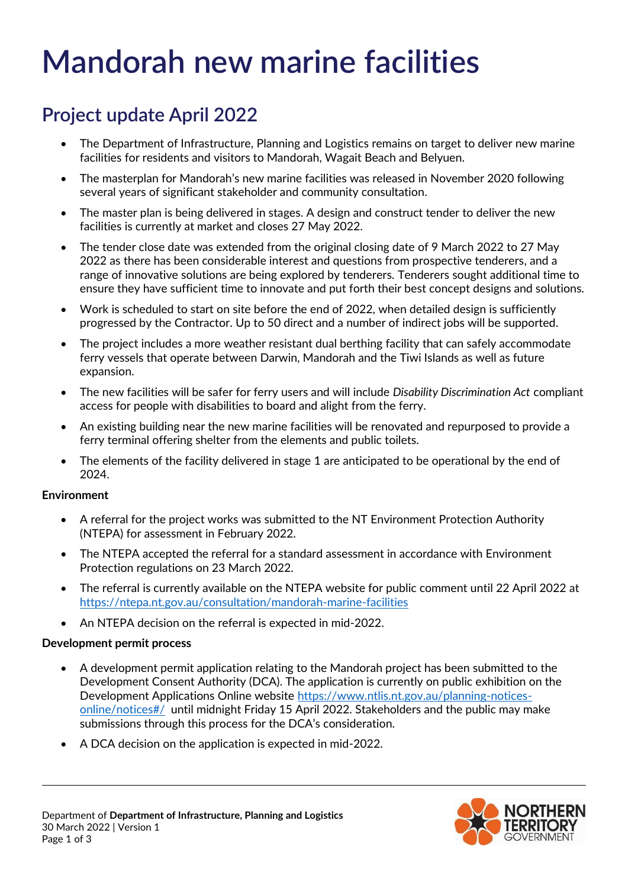# Mandorah new marine facilities

## Project update April 2022

- The Department of Infrastructure, Planning and Logistics remains on target to deliver new marine facilities for residents and visitors to Mandorah, Wagait Beach and Belyuen.
- The masterplan for Mandorah's new marine facilities was released in November 2020 following several years of significant stakeholder and community consultation.
- The master plan is being delivered in stages. A design and construct tender to deliver the new facilities is currently at market and closes 27 May 2022.
- The tender close date was extended from the original closing date of 9 March 2022 to 27 May 2022 as there has been considerable interest and questions from prospective tenderers, and a range of innovative solutions are being explored by tenderers. Tenderers sought additional time to ensure they have sufficient time to innovate and put forth their best concept designs and solutions.
- Work is scheduled to start on site before the end of 2022, when detailed design is sufficiently progressed by the Contractor. Up to 50 direct and a number of indirect jobs will be supported.
- The project includes a more weather resistant dual berthing facility that can safely accommodate ferry vessels that operate between Darwin, Mandorah and the Tiwi Islands as well as future expansion.
- The new facilities will be safer for ferry users and will include *Disability Discrimination Act* compliant access for people with disabilities to board and alight from the ferry.
- An existing building near the new marine facilities will be renovated and repurposed to provide a ferry terminal offering shelter from the elements and public toilets.
- The elements of the facility delivered in stage 1 are anticipated to be operational by the end of 2024.

**Environment**

- A referral for the project works was submitted to the NT Environment Protection Authority (NTEPA) for assessment in February 2022.
- The NTEPA accepted the referral for a standard assessment in accordance with Environment Protection regulations on 23 March 2022.
- The referral is currently available on the NTEPA website for public comment until 22 April 2022 at https://ntepa.nt.gov.au/consultation/mandorah-marine-facilities
- An NTEPA decision on the referral is expected in mid-2022.

**Development permit process**

- A development permit application relating to the Mandorah project has been submitted to the Development Consent Authority (DCA). The application is currently on public exhibition on the Development Applications Online website https://www.ntlis.nt.gov.au/planning-notices-online/notices#/ until midnight Friday 15 April 2022. Stakeholders and the public may make submissions through this process for the DCA's consideration.
- A DCA decision on the application is expected in mid-2022.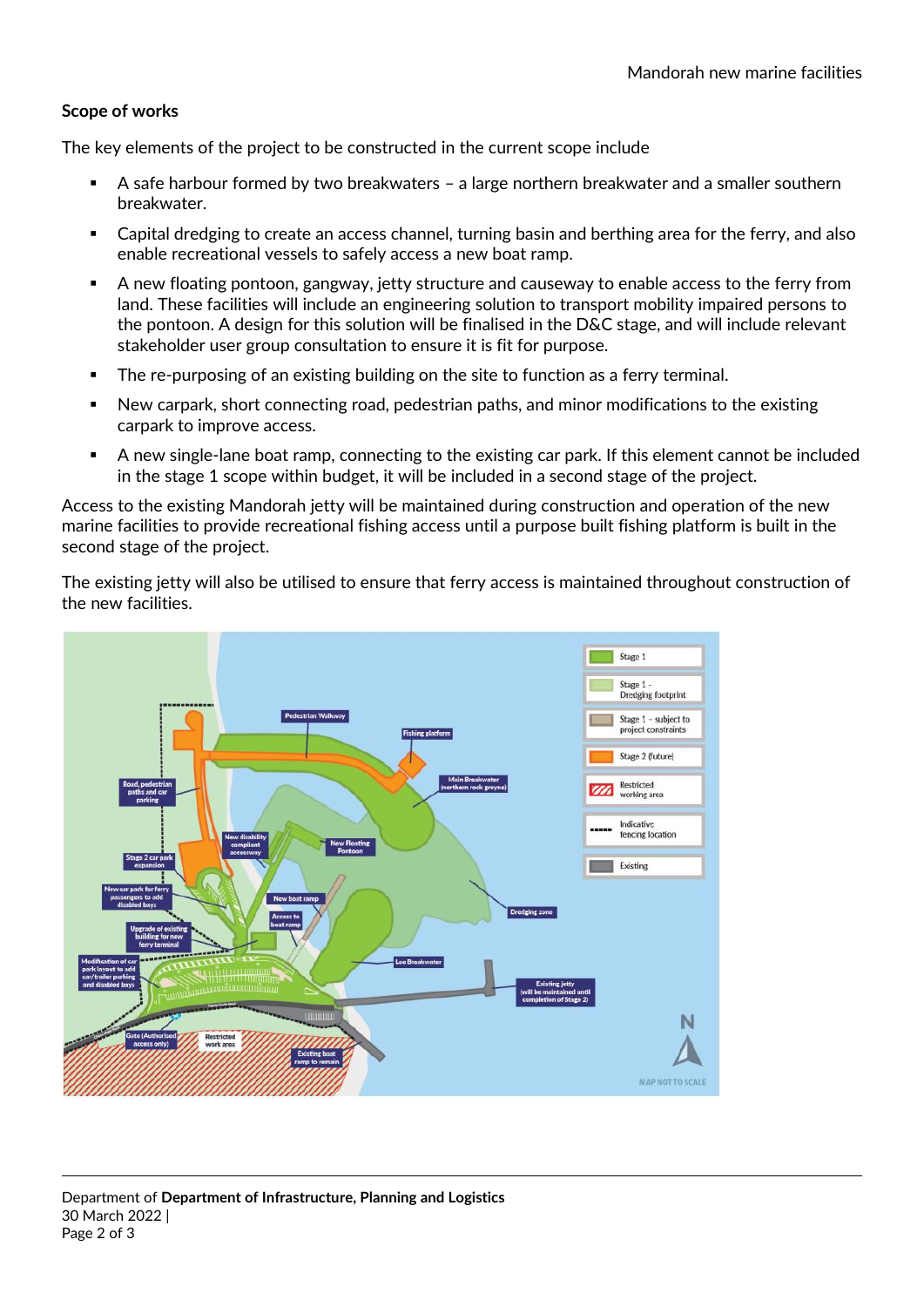## Scope of works

The key elements of the project to be constructed in the current scope include

- A safe harbour formed by two breakwaters – a large northern breakwater and a smaller southern breakwater.
- Capital dredging to create an access channel, turning basin and berthing area for the ferry, and also enable recreational vessels to safely access a new boat ramp.
- A new floating pontoon, gangway, jetty structure and causeway to enable access to the ferry from land. These facilities will include an engineering solution to transport mobility impaired persons to the pontoon. A design for this solution will be finalised in the D&C stage, and will include relevant stakeholder user group consultation to ensure it is fit for purpose.
- The re-purposing of an existing building on the site to function as a ferry terminal.
- New carpark, short connecting road, pedestrian paths, and minor modifications to the existing carpark to improve access.
- A new single-lane boat ramp, connecting to the existing car park. If this element cannot be included in the stage 1 scope within budget, it will be included in a second stage of the project.

Access to the existing Mandorah jetty will be maintained during construction and operation of the new marine facilities to provide recreational fishing access until a purpose built fishing platform is built in the second stage of the project.

The existing jetty will also be utilised to ensure that ferry access is maintained throughout construction of the new facilities.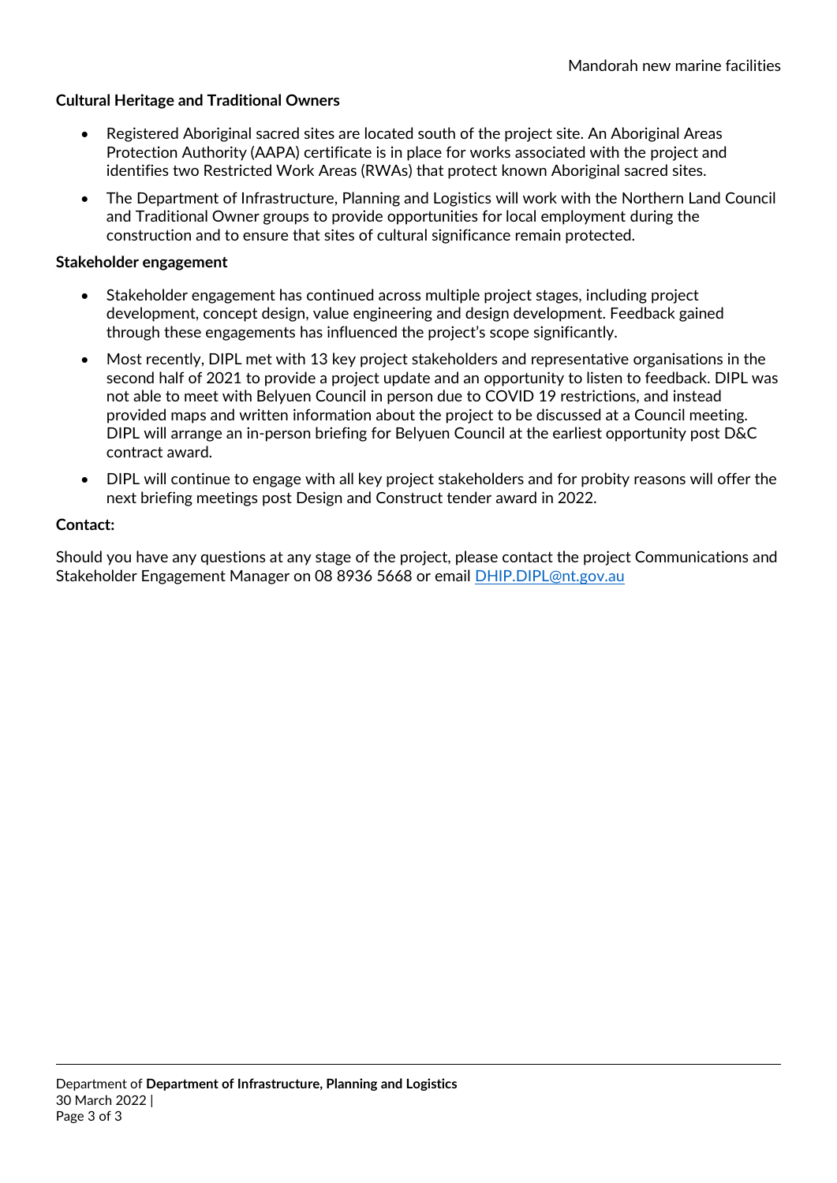**Cultural Heritage and Traditional Owners**

- Registered Aboriginal sacred sites are located south of the project site. An Aboriginal Areas Protection Authority (AAPA) certificate is in place for works associated with the project and identifies two Restricted Work Areas (RWAs) that protect known Aboriginal sacred sites.
- The Department of Infrastructure, Planning and Logistics will work with the Northern Land Council and Traditional Owner groups to provide opportunities for local employment during the construction and to ensure that sites of cultural significance remain protected.

**Stakeholder engagement**

- Stakeholder engagement has continued across multiple project stages, including project development, concept design, value engineering and design development. Feedback gained through these engagements has influenced the project's scope significantly.
- Most recently, DIPL met with 13 key project stakeholders and representative organisations in the second half of 2021 to provide a project update and an opportunity to listen to feedback. DIPL was not able to meet with Belyuen Council in person due to COVID 19 restrictions, and instead provided maps and written information about the project to be discussed at a Council meeting. DIPL will arrange an in-person briefing for Belyuen Council at the earliest opportunity post D&C contract award.
- DIPL will continue to engage with all key project stakeholders and for probity reasons will offer the next briefing meetings post Design and Construct tender award in 2022.

**Contact:**

Should you have any questions at any stage of the project, please contact the project Communications and Stakeholder Engagement Manager on 08 8936 5668 or email [DHIP.DIPL@nt.gov.au](mailto:DHIP.DIPL@nt.gov.au)